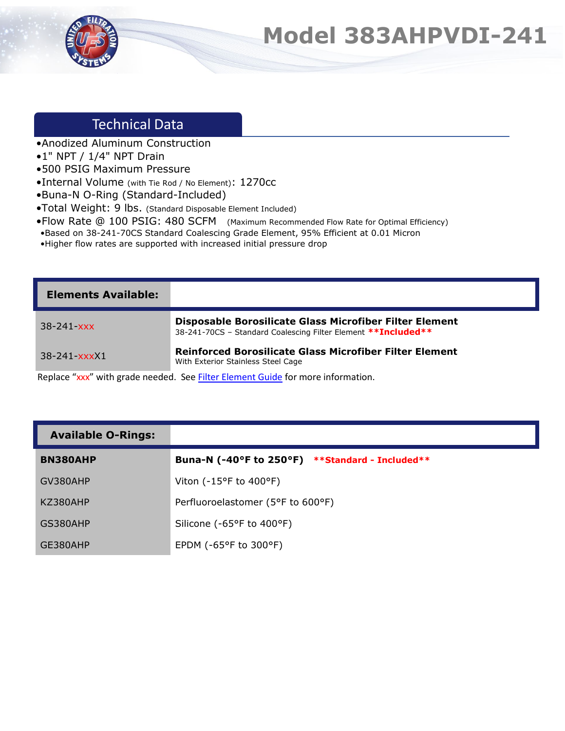# Model 383AHPVDI-241

## Technical Data

- Anodized Aluminum Construction
- 1" NPT / 1/4" NPT Drain
- 500 PSIG Maximum Pressure
- Internal Volume (with Tie Rod / No Element): 1270cc
- Buna-N O-Ring (Standard-Included)
- Total Weight: 9 lbs. (Standard Disposable Element Included)
- Flow Rate @ 100 PSIG: 480 SCFM (Maximum Recommended Flow Rate for Optimal Efficiency)
  - Based on 38-241-70CS Standard Coalescing Grade Element, 95% Efficient at 0.01 Micron
  - Higher flow rates are supported with increased initial pressure drop

| Elements Available: | |
|---|---|
| 38-241-xxx | **Disposable Borosilicate Glass Microfiber Filter Element**<br>38-241-70CS – Standard Coalescing Filter Element **\*\*Included\*\*** |
| 38-241-xxxX1 | **Reinforced Borosilicate Glass Microfiber Filter Element**<br>With Exterior Stainless Steel Cage |

Replace "xxx" with grade needed. See Filter Element Guide for more information.

| Available O-Rings: | |
|---|---|
| **BN380AHP** | **Buna-N (-40°F to 250°F)** **\*\*Standard - Included\*\*** |
| GV380AHP | Viton (-15°F to 400°F) |
| KZ380AHP | Perfluoroelastomer (5°F to 600°F) |
| GS380AHP | Silicone (-65°F to 400°F) |
| GE380AHP | EPDM (-65°F to 300°F) |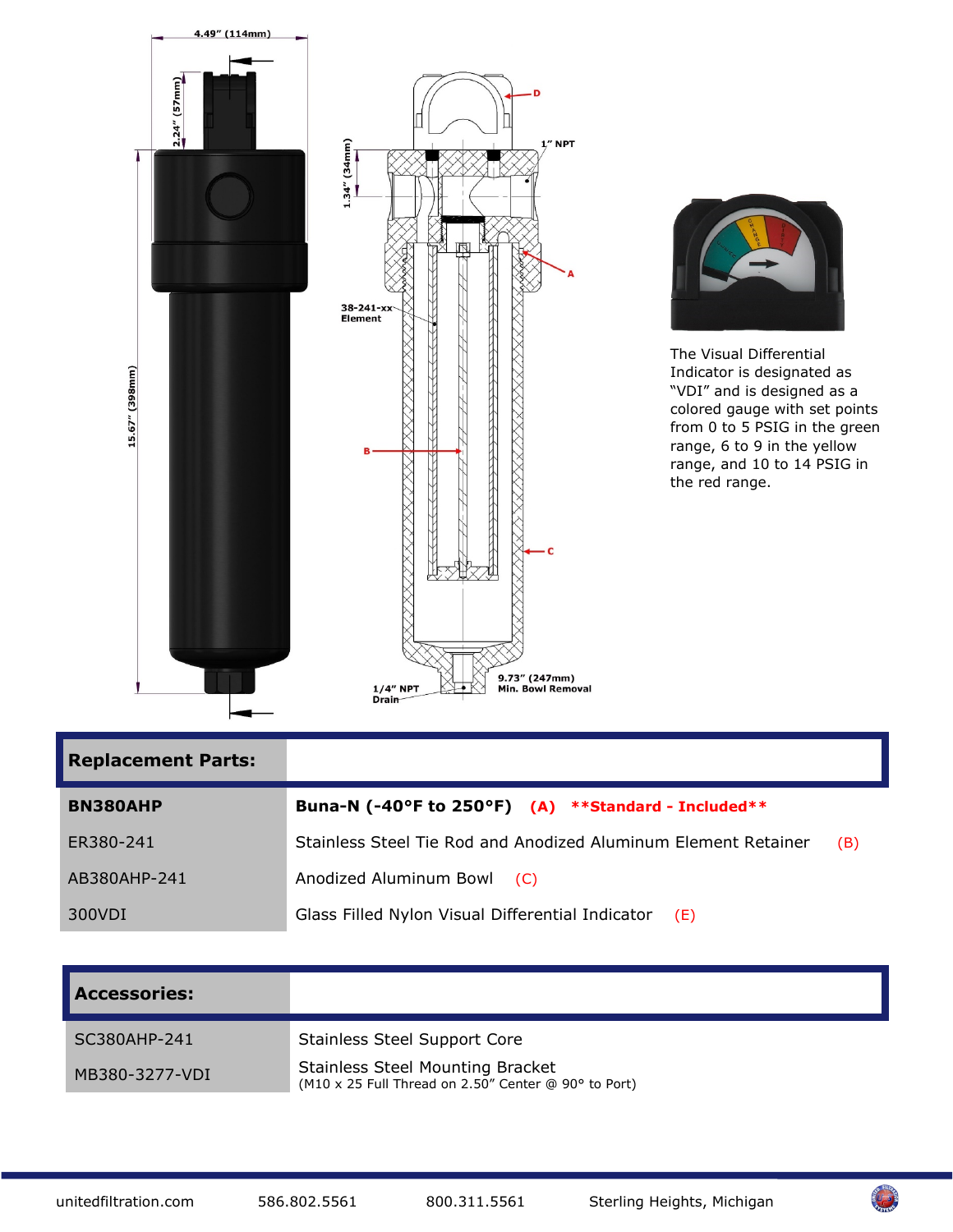4.49" (114mm)

2.24" (57mm)

15.67" (398mm)

D

1" NPT

1.34" (34mm)

A

38-241-xx
Element

B

C

1/4" NPT
Drain

9.73" (247mm)
Min. Bowl Removal

The Visual Differential Indicator is designated as "VDI" and is designed as a colored gauge with set points from 0 to 5 PSIG in the green range, 6 to 9 in the yellow range, and 10 to 14 PSIG in the red range.

| **Replacement Parts:** | |
|---|---|
| **BN380AHP** | **Buna-N (-40°F to 250°F) (A) \*\*Standard - Included\*\*** |
| ER380-241 | Stainless Steel Tie Rod and Anodized Aluminum Element Retainer (B) |
| AB380AHP-241 | Anodized Aluminum Bowl (C) |
| 300VDI | Glass Filled Nylon Visual Differential Indicator (E) |

| **Accessories:** | |
|---|---|
| SC380AHP-241 | Stainless Steel Support Core |
| MB380-3277-VDI | Stainless Steel Mounting Bracket (M10 x 25 Full Thread on 2.50" Center @ 90° to Port) |

unitedfiltration.com 586.802.5561 800.311.5561 Sterling Heights, Michigan